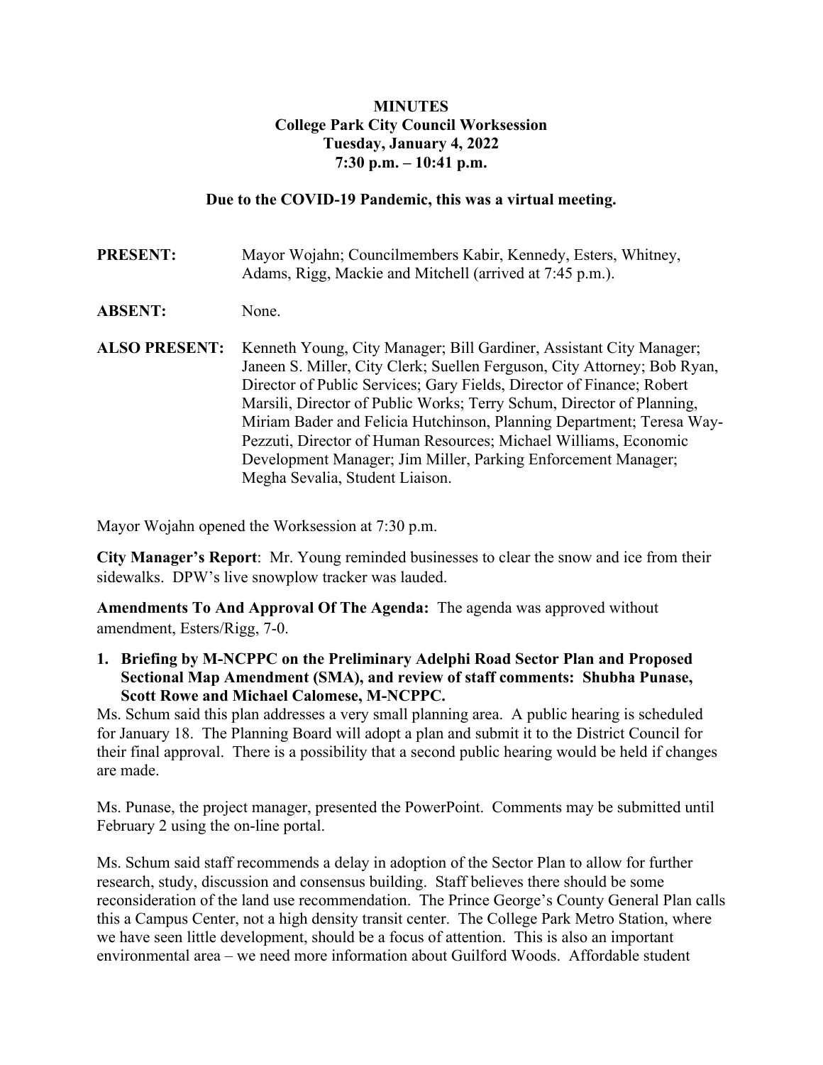**MINUTES**
**College Park City Council Worksession**
**Tuesday, January 4, 2022**
**7:30 p.m. – 10:41 p.m.**

**Due to the COVID-19 Pandemic, this was a virtual meeting.**

**PRESENT:** Mayor Wojahn; Councilmembers Kabir, Kennedy, Esters, Whitney, Adams, Rigg, Mackie and Mitchell (arrived at 7:45 p.m.).

**ABSENT:** None.

**ALSO PRESENT:** Kenneth Young, City Manager; Bill Gardiner, Assistant City Manager; Janeen S. Miller, City Clerk; Suellen Ferguson, City Attorney; Bob Ryan, Director of Public Services; Gary Fields, Director of Finance; Robert Marsili, Director of Public Works; Terry Schum, Director of Planning, Miriam Bader and Felicia Hutchinson, Planning Department; Teresa Way-Pezzuti, Director of Human Resources; Michael Williams, Economic Development Manager; Jim Miller, Parking Enforcement Manager; Megha Sevalia, Student Liaison.

Mayor Wojahn opened the Worksession at 7:30 p.m.

**City Manager's Report**: Mr. Young reminded businesses to clear the snow and ice from their sidewalks. DPW's live snowplow tracker was lauded.

**Amendments To And Approval Of The Agenda:** The agenda was approved without amendment, Esters/Rigg, 7-0.

1. **Briefing by M-NCPPC on the Preliminary Adelphi Road Sector Plan and Proposed Sectional Map Amendment (SMA), and review of staff comments: Shubha Punase, Scott Rowe and Michael Calomese, M-NCPPC.**

Ms. Schum said this plan addresses a very small planning area. A public hearing is scheduled for January 18. The Planning Board will adopt a plan and submit it to the District Council for their final approval. There is a possibility that a second public hearing would be held if changes are made.

Ms. Punase, the project manager, presented the PowerPoint. Comments may be submitted until February 2 using the on-line portal.

Ms. Schum said staff recommends a delay in adoption of the Sector Plan to allow for further research, study, discussion and consensus building. Staff believes there should be some reconsideration of the land use recommendation. The Prince George's County General Plan calls this a Campus Center, not a high density transit center. The College Park Metro Station, where we have seen little development, should be a focus of attention. This is also an important environmental area – we need more information about Guilford Woods. Affordable student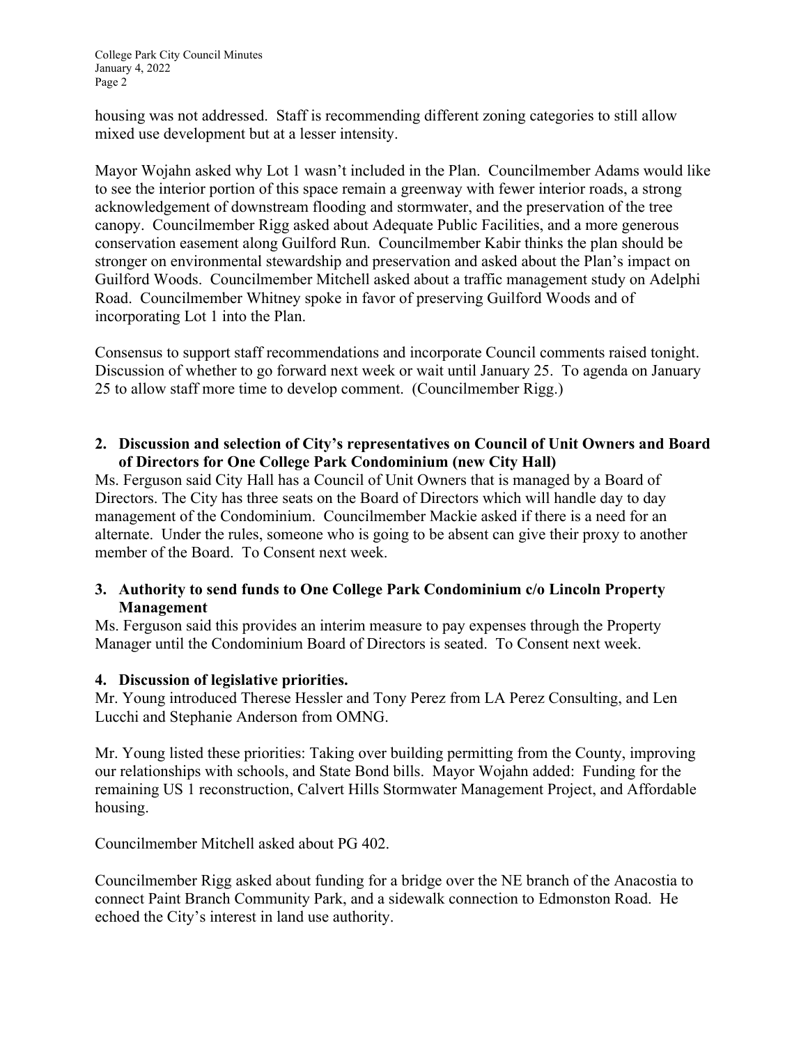housing was not addressed. Staff is recommending different zoning categories to still allow mixed use development but at a lesser intensity.

Mayor Wojahn asked why Lot 1 wasn't included in the Plan. Councilmember Adams would like to see the interior portion of this space remain a greenway with fewer interior roads, a strong acknowledgement of downstream flooding and stormwater, and the preservation of the tree canopy. Councilmember Rigg asked about Adequate Public Facilities, and a more generous conservation easement along Guilford Run. Councilmember Kabir thinks the plan should be stronger on environmental stewardship and preservation and asked about the Plan's impact on Guilford Woods. Councilmember Mitchell asked about a traffic management study on Adelphi Road. Councilmember Whitney spoke in favor of preserving Guilford Woods and of incorporating Lot 1 into the Plan.

Consensus to support staff recommendations and incorporate Council comments raised tonight. Discussion of whether to go forward next week or wait until January 25. To agenda on January 25 to allow staff more time to develop comment. (Councilmember Rigg.)

**2. Discussion and selection of City's representatives on Council of Unit Owners and Board of Directors for One College Park Condominium (new City Hall)**

Ms. Ferguson said City Hall has a Council of Unit Owners that is managed by a Board of Directors. The City has three seats on the Board of Directors which will handle day to day management of the Condominium. Councilmember Mackie asked if there is a need for an alternate. Under the rules, someone who is going to be absent can give their proxy to another member of the Board. To Consent next week.

**3. Authority to send funds to One College Park Condominium c/o Lincoln Property Management**

Ms. Ferguson said this provides an interim measure to pay expenses through the Property Manager until the Condominium Board of Directors is seated. To Consent next week.

**4. Discussion of legislative priorities.**

Mr. Young introduced Therese Hessler and Tony Perez from LA Perez Consulting, and Len Lucchi and Stephanie Anderson from OMNG.

Mr. Young listed these priorities: Taking over building permitting from the County, improving our relationships with schools, and State Bond bills. Mayor Wojahn added: Funding for the remaining US 1 reconstruction, Calvert Hills Stormwater Management Project, and Affordable housing.

Councilmember Mitchell asked about PG 402.

Councilmember Rigg asked about funding for a bridge over the NE branch of the Anacostia to connect Paint Branch Community Park, and a sidewalk connection to Edmonston Road. He echoed the City's interest in land use authority.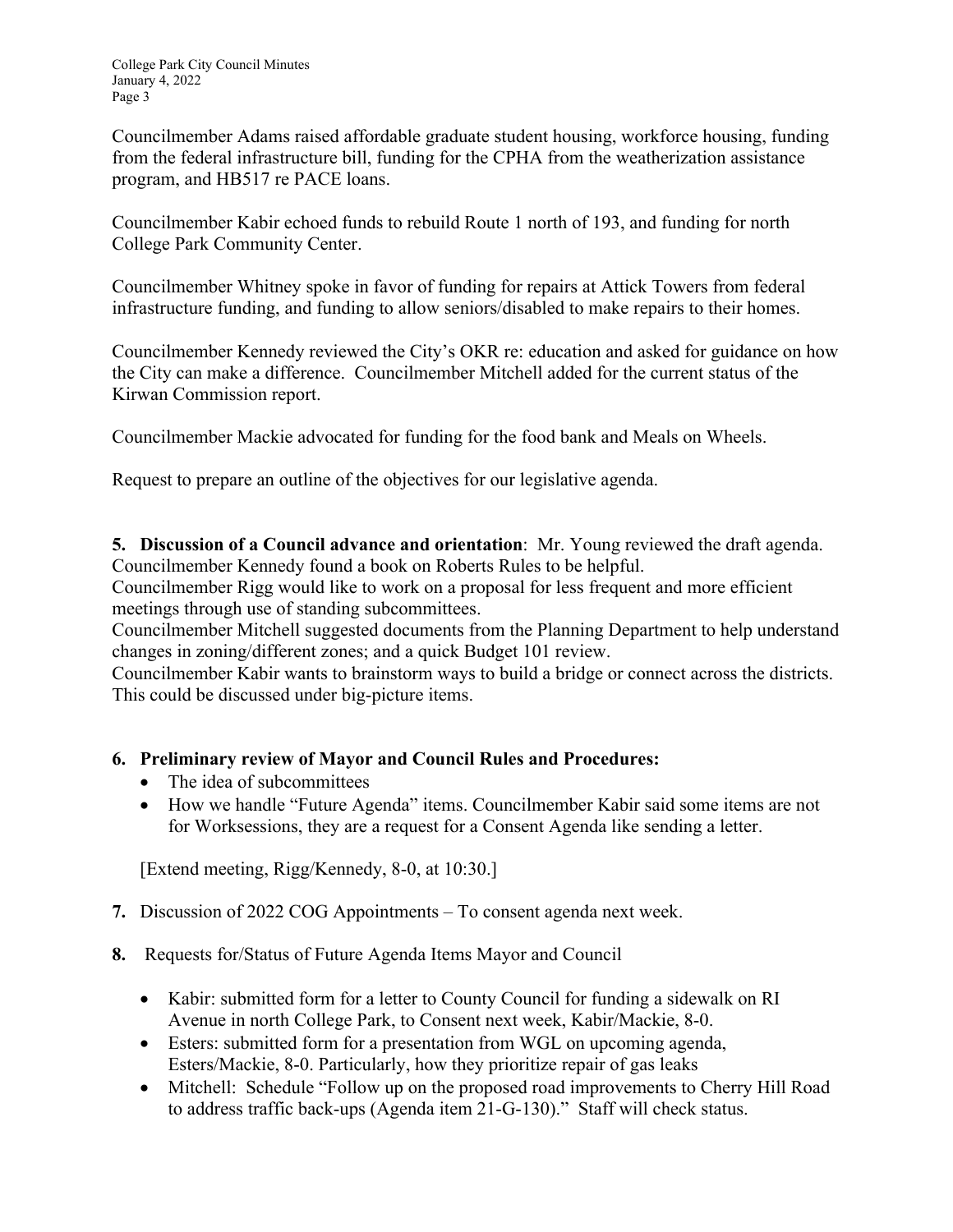Councilmember Adams raised affordable graduate student housing, workforce housing, funding from the federal infrastructure bill, funding for the CPHA from the weatherization assistance program, and HB517 re PACE loans.

Councilmember Kabir echoed funds to rebuild Route 1 north of 193, and funding for north College Park Community Center.

Councilmember Whitney spoke in favor of funding for repairs at Attick Towers from federal infrastructure funding, and funding to allow seniors/disabled to make repairs to their homes.

Councilmember Kennedy reviewed the City's OKR re: education and asked for guidance on how the City can make a difference. Councilmember Mitchell added for the current status of the Kirwan Commission report.

Councilmember Mackie advocated for funding for the food bank and Meals on Wheels.

Request to prepare an outline of the objectives for our legislative agenda.

**5. Discussion of a Council advance and orientation**: Mr. Young reviewed the draft agenda.
Councilmember Kennedy found a book on Roberts Rules to be helpful.
Councilmember Rigg would like to work on a proposal for less frequent and more efficient meetings through use of standing subcommittees.
Councilmember Mitchell suggested documents from the Planning Department to help understand changes in zoning/different zones; and a quick Budget 101 review.
Councilmember Kabir wants to brainstorm ways to build a bridge or connect across the districts. This could be discussed under big-picture items.

**6. Preliminary review of Mayor and Council Rules and Procedures:**

- The idea of subcommittees
- How we handle "Future Agenda" items. Councilmember Kabir said some items are not for Worksessions, they are a request for a Consent Agenda like sending a letter.

[Extend meeting, Rigg/Kennedy, 8-0, at 10:30.]

**7.** Discussion of 2022 COG Appointments – To consent agenda next week.

**8.** Requests for/Status of Future Agenda Items Mayor and Council

- Kabir: submitted form for a letter to County Council for funding a sidewalk on RI Avenue in north College Park, to Consent next week, Kabir/Mackie, 8-0.
- Esters: submitted form for a presentation from WGL on upcoming agenda, Esters/Mackie, 8-0. Particularly, how they prioritize repair of gas leaks
- Mitchell: Schedule "Follow up on the proposed road improvements to Cherry Hill Road to address traffic back-ups (Agenda item 21-G-130)." Staff will check status.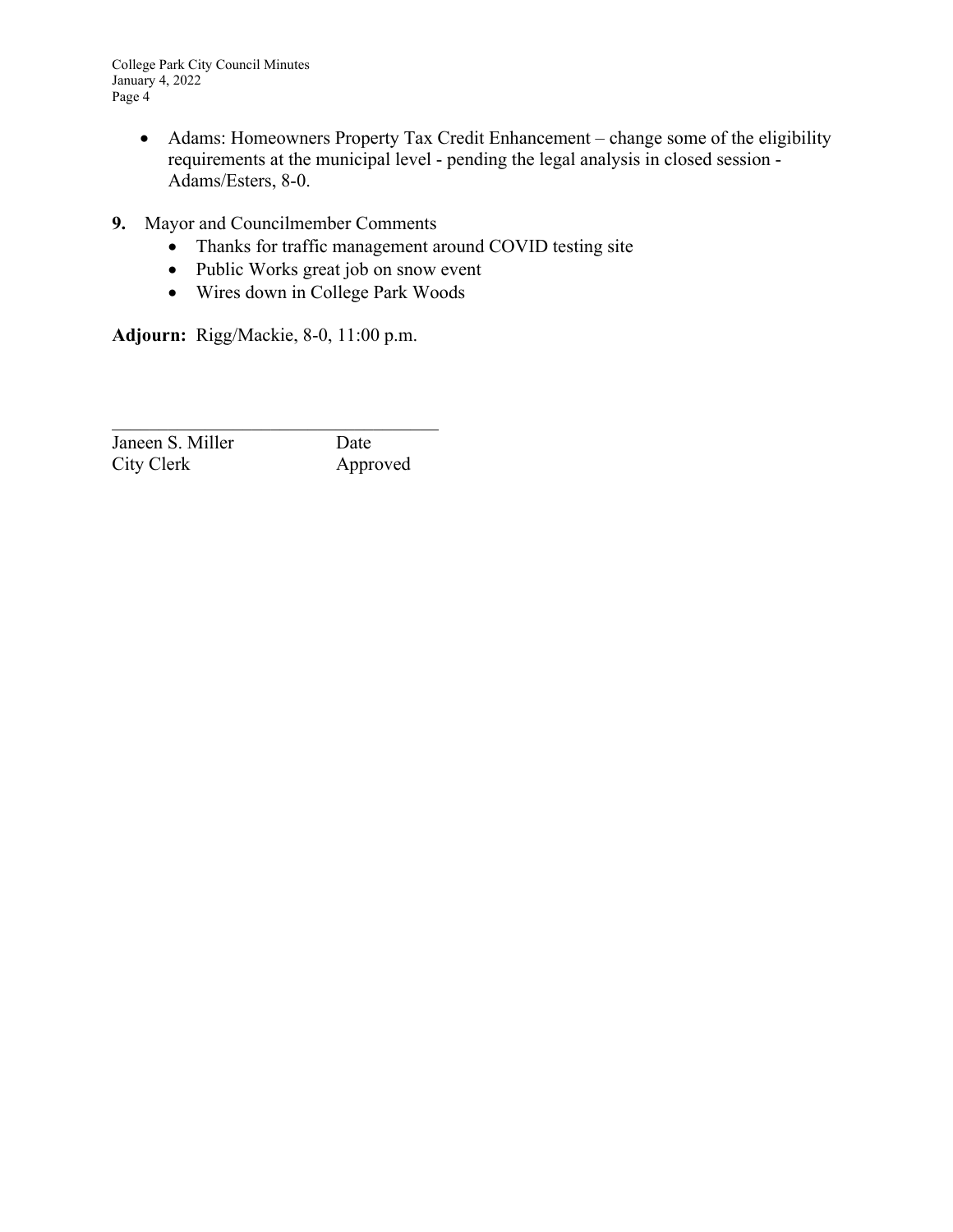- Adams: Homeowners Property Tax Credit Enhancement – change some of the eligibility requirements at the municipal level - pending the legal analysis in closed session - Adams/Esters, 8-0.

**9.** Mayor and Councilmember Comments

- Thanks for traffic management around COVID testing site
- Public Works great job on snow event
- Wires down in College Park Woods

**Adjourn:** Rigg/Mackie, 8-0, 11:00 p.m.

\_\_\_\_\_\_\_\_\_\_\_\_\_\_\_\_\_\_\_\_\_\_\_\_\_\_\_\_\_\_\_\_\_\_\_\_

| | |
|---|---|
| Janeen S. Miller | Date |
| City Clerk | Approved |